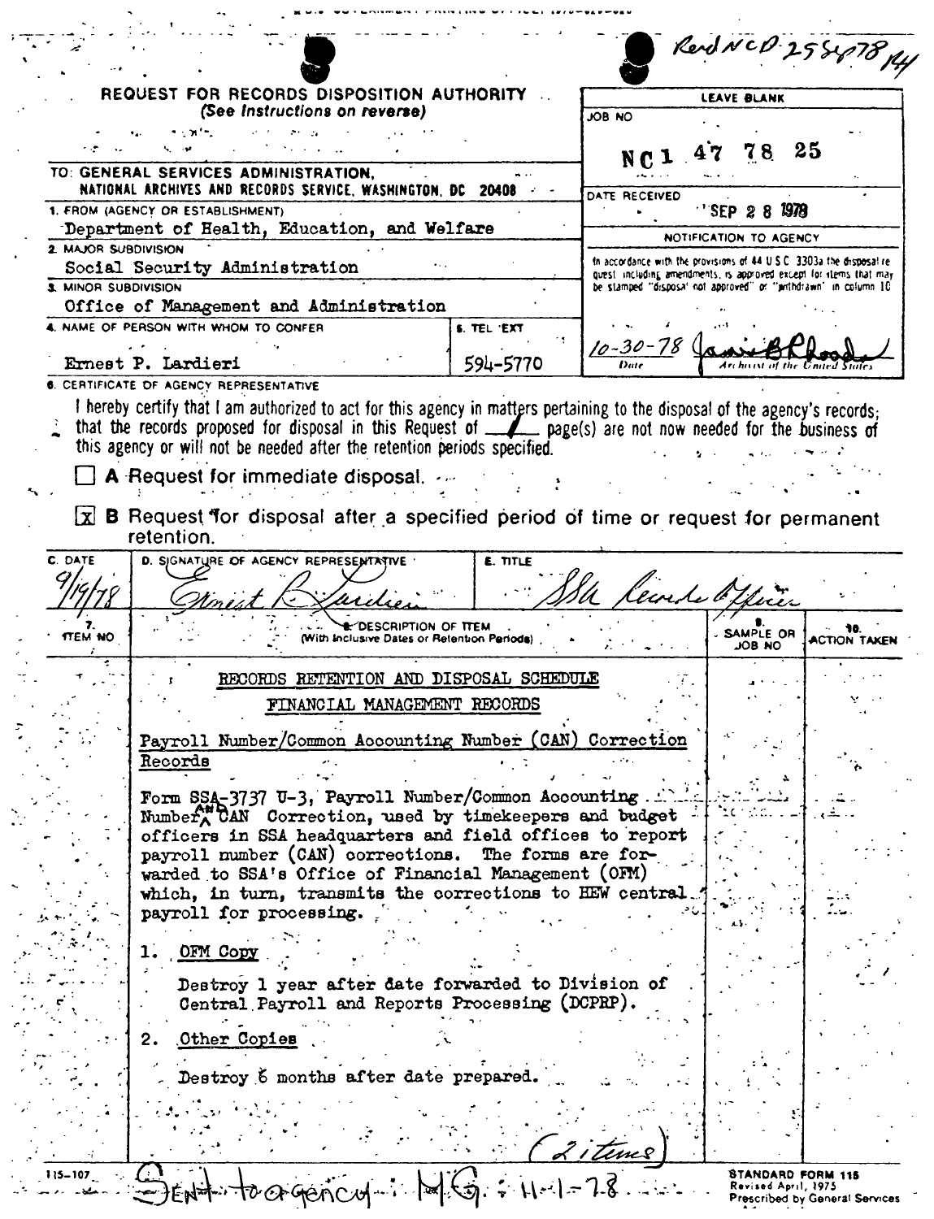Recd NCD 25 Sep 78 KK

**REQUEST FOR RECORDS DISPOSITION AUTHORITY**
*(See Instructions on reverse)*

| LEAVE BLANK |
|---|
| JOB NO: NC1 47 78 25 |
| DATE RECEIVED: SEP 28 1978 |
| NOTIFICATION TO AGENCY |
| In accordance with the provisions of 44 U.S.C. 3303a the disposal request, including amendments, is approved except for items that may be stamped "disposal not approved" or "withdrawn" in column 10. |
| 10-30-78 (Date) — [signature] (Archivist of the United States) |

TO: GENERAL SERVICES ADMINISTRATION, NATIONAL ARCHIVES AND RECORDS SERVICE, WASHINGTON, DC 20408

1. FROM (AGENCY OR ESTABLISHMENT): Department of Health, Education, and Welfare
2. MAJOR SUBDIVISION: Social Security Administration
3. MINOR SUBDIVISION: Office of Management and Administration
4. NAME OF PERSON WITH WHOM TO CONFER: Ernest P. Lardieri
5. TEL EXT: 594-5770

6. CERTIFICATE OF AGENCY REPRESENTATIVE

I hereby certify that I am authorized to act for this agency in matters pertaining to the disposal of the agency's records; that the records proposed for disposal in this Request of 1 page(s) are not now needed for the business of this agency or will not be needed after the retention periods specified.

☐ **A** Request for immediate disposal.

☒ **B** Request for disposal after a specified period of time or request for permanent retention.

| C. DATE | D. SIGNATURE OF AGENCY REPRESENTATIVE | E. TITLE |
|---|---|---|
| 9/19/78 | [signature: Ernest P. Lardieri] | SSA Records Officer |

| 7. ITEM NO | 8. DESCRIPTION OF ITEM (With Inclusive Dates or Retention Periods) | 9. SAMPLE OR JOB NO | 10. ACTION TAKEN |
|---|---|---|---|

RECORDS RETENTION AND DISPOSAL SCHEDULE

FINANCIAL MANAGEMENT RECORDS

Payroll Number/Common Accounting Number (CAN) Correction Records

Form SSA-3737 U-3, Payroll Number/Common Accounting Number and CAN Correction, used by timekeepers and budget officers in SSA headquarters and field offices to report payroll number (CAN) corrections. The forms are forwarded to SSA's Office of Financial Management (OFM) which, in turn, transmits the corrections to HEW central payroll for processing.

1. OFM Copy

   Destroy 1 year after date forwarded to Division of Central Payroll and Reports Processing (DCPRP).

2. Other Copies

   Destroy 6 months after date prepared.

(2 items)

Sent to agency: MG 11-1-78

115-107

STANDARD FORM 115
Revised April, 1975
Prescribed by General Services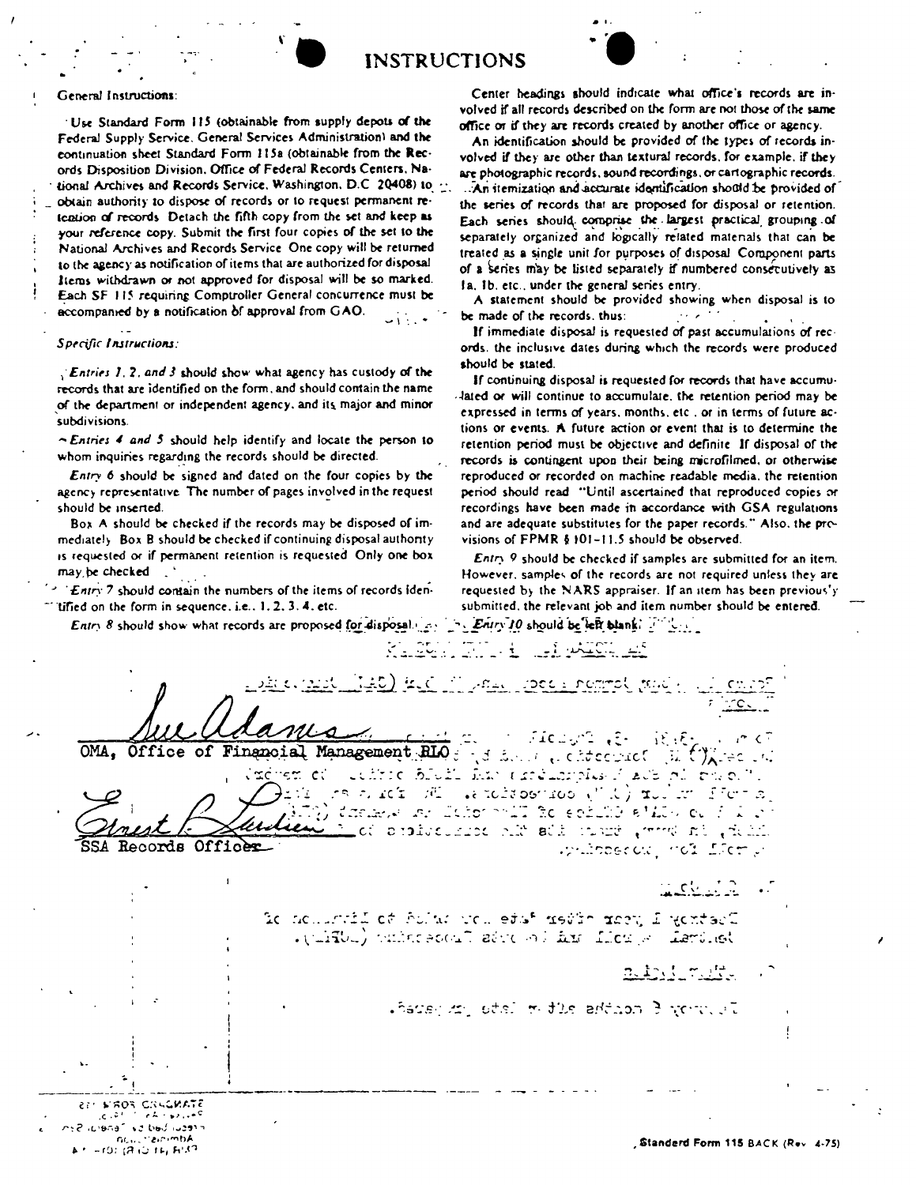# INSTRUCTIONS

## General Instructions:

Use Standard Form 115 (obtainable from supply depots of the Federal Supply Service, General Services Administration) and the continuation sheet Standard Form 115a (obtainable from the Records Disposition Division, Office of Federal Records Centers, National Archives and Records Service, Washington, D.C. 20408) to obtain authority to dispose of records or to request permanent retention of records. Detach the fifth copy from the set and keep as your reference copy. Submit the first four copies of the set to the National Archives and Records Service. One copy will be returned to the agency as notification of items that are authorized for disposal. Items withdrawn or not approved for disposal will be so marked. Each SF 115 requiring Comptroller General concurrence must be accompanied by a notification of approval from GAO.

## Specific Instructions:

*Entries 1, 2, and 3* should show what agency has custody of the records that are identified on the form, and should contain the name of the department or independent agency, and its major and minor subdivisions.

*Entries 4 and 5* should help identify and locate the person to whom inquiries regarding the records should be directed.

*Entry 6* should be signed and dated on the four copies by the agency representative. The number of pages involved in the request should be inserted.

Box A should be checked if the records may be disposed of immediately. Box B should be checked if continuing disposal authority is requested or if permanent retention is requested. Only one box may be checked.

*Entry 7* should contain the numbers of the items of records identified on the form in sequence, i.e., 1, 2, 3, 4, etc.

*Entry 8* should show what records are proposed for disposal.

Center headings should indicate what office's records are involved if all records described on the form are not those of the same office or if they are records created by another office or agency.

An identification should be provided of the types of records involved if they are other than textural records, for example, if they are photographic records, sound recordings, or cartographic records.

An itemization and accurate identification should be provided of the series of records that are proposed for disposal or retention. Each series should comprise the largest practical grouping of separately organized and logically related materials that can be treated as a single unit for purposes of disposal. Component parts of a series may be listed separately if numbered consecutively as 1a, 1b, etc., under the general series entry.

A statement should be provided showing when disposal is to be made of the records, thus:

If immediate disposal is requested of past accumulations of records, the inclusive dates during which the records were produced should be stated.

If continuing disposal is requested for records that have accumulated or will continue to accumulate, the retention period may be expressed in terms of years, months, etc., or in terms of future actions or events. A future action or event that is to determine the retention period must be objective and definite. If disposal of the records is contingent upon their being microfilmed, or otherwise reproduced or recorded on machine readable media, the retention period should read "Until ascertained that reproduced copies or recordings have been made in accordance with GSA regulations and are adequate substitutes for the paper records." Also, the provisions of FPMR § 101-11.5 should be observed.

*Entry 9* should be checked if samples are submitted for an item. However, samples of the records are not required unless they are requested by the NARS appraiser. If an item has been previously submitted, the relevant job and item number should be entered.

*Entry 10* should be left blank.

Sue Adams
OMA, Office of Financial Management RLO

Ernest P. Lerdien
SSA Records Officer

Standard Form 115 BACK (Rev. 4-75)